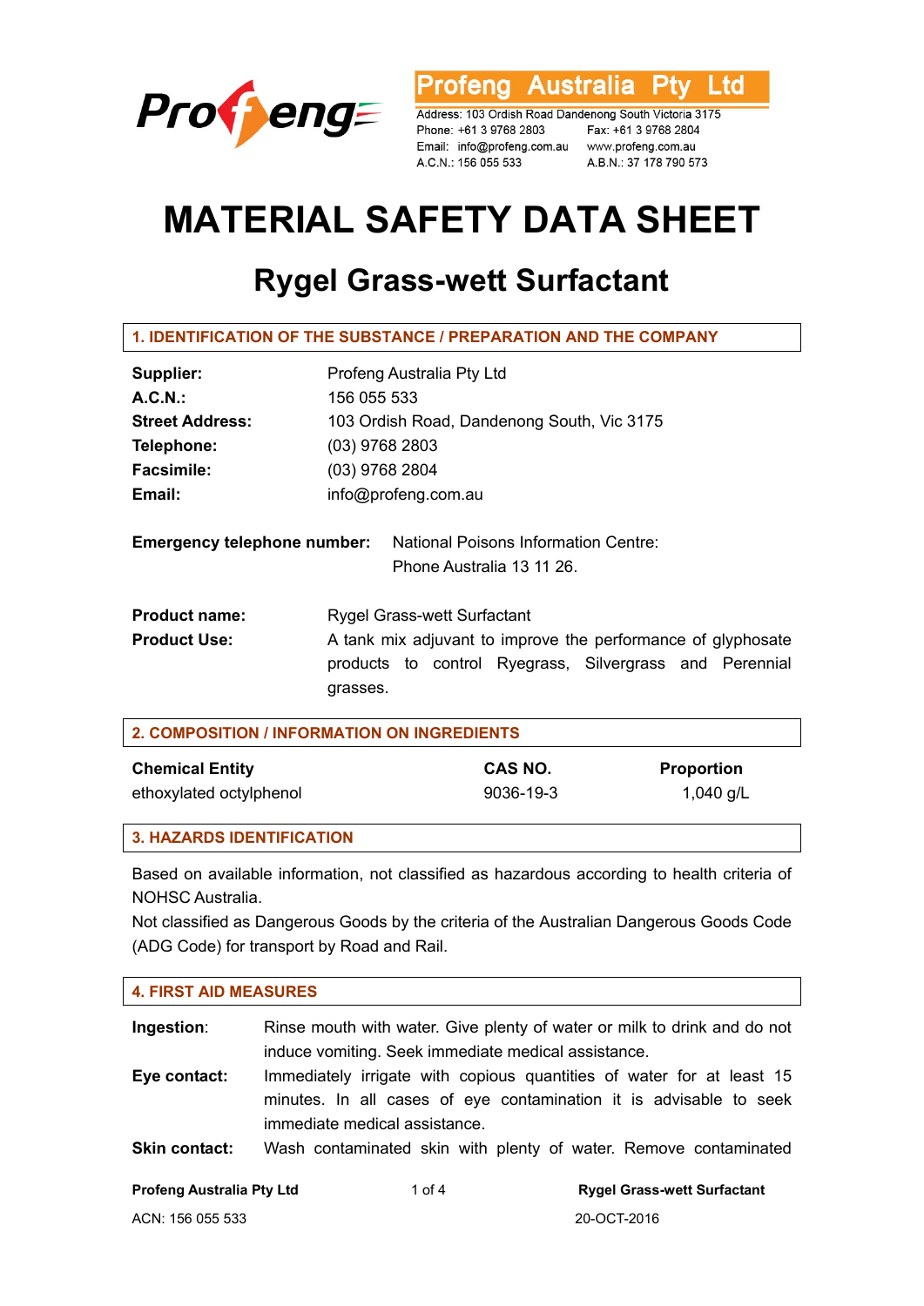**Profeng Australia Pty Ltd**

Address: 103 Ordish Road Dandenong South Victoria 3175
Phone: +61 3 9768 2803 Fax: +61 3 9768 2804
Email: info@profeng.com.au www.profeng.com.au
A.C.N.: 156 055 533 A.B.N.: 37 178 790 573

# MATERIAL SAFETY DATA SHEET

## Rygel Grass-wett Surfactant

### 1. IDENTIFICATION OF THE SUBSTANCE / PREPARATION AND THE COMPANY

**Supplier:** Profeng Australia Pty Ltd
**A.C.N.:** 156 055 533
**Street Address:** 103 Ordish Road, Dandenong South, Vic 3175
**Telephone:** (03) 9768 2803
**Facsimile:** (03) 9768 2804
**Email:** info@profeng.com.au

**Emergency telephone number:** National Poisons Information Centre: Phone Australia 13 11 26.

**Product name:** Rygel Grass-wett Surfactant
**Product Use:** A tank mix adjuvant to improve the performance of glyphosate products to control Ryegrass, Silvergrass and Perennial grasses.

### 2. COMPOSITION / INFORMATION ON INGREDIENTS

| Chemical Entity | CAS NO. | Proportion |
|---|---|---|
| ethoxylated octylphenol | 9036-19-3 | 1,040 g/L |

### 3. HAZARDS IDENTIFICATION

Based on available information, not classified as hazardous according to health criteria of NOHSC Australia.
Not classified as Dangerous Goods by the criteria of the Australian Dangerous Goods Code (ADG Code) for transport by Road and Rail.

### 4. FIRST AID MEASURES

**Ingestion**: Rinse mouth with water. Give plenty of water or milk to drink and do not induce vomiting. Seek immediate medical assistance.

**Eye contact:** Immediately irrigate with copious quantities of water for at least 15 minutes. In all cases of eye contamination it is advisable to seek immediate medical assistance.

**Skin contact:** Wash contaminated skin with plenty of water. Remove contaminated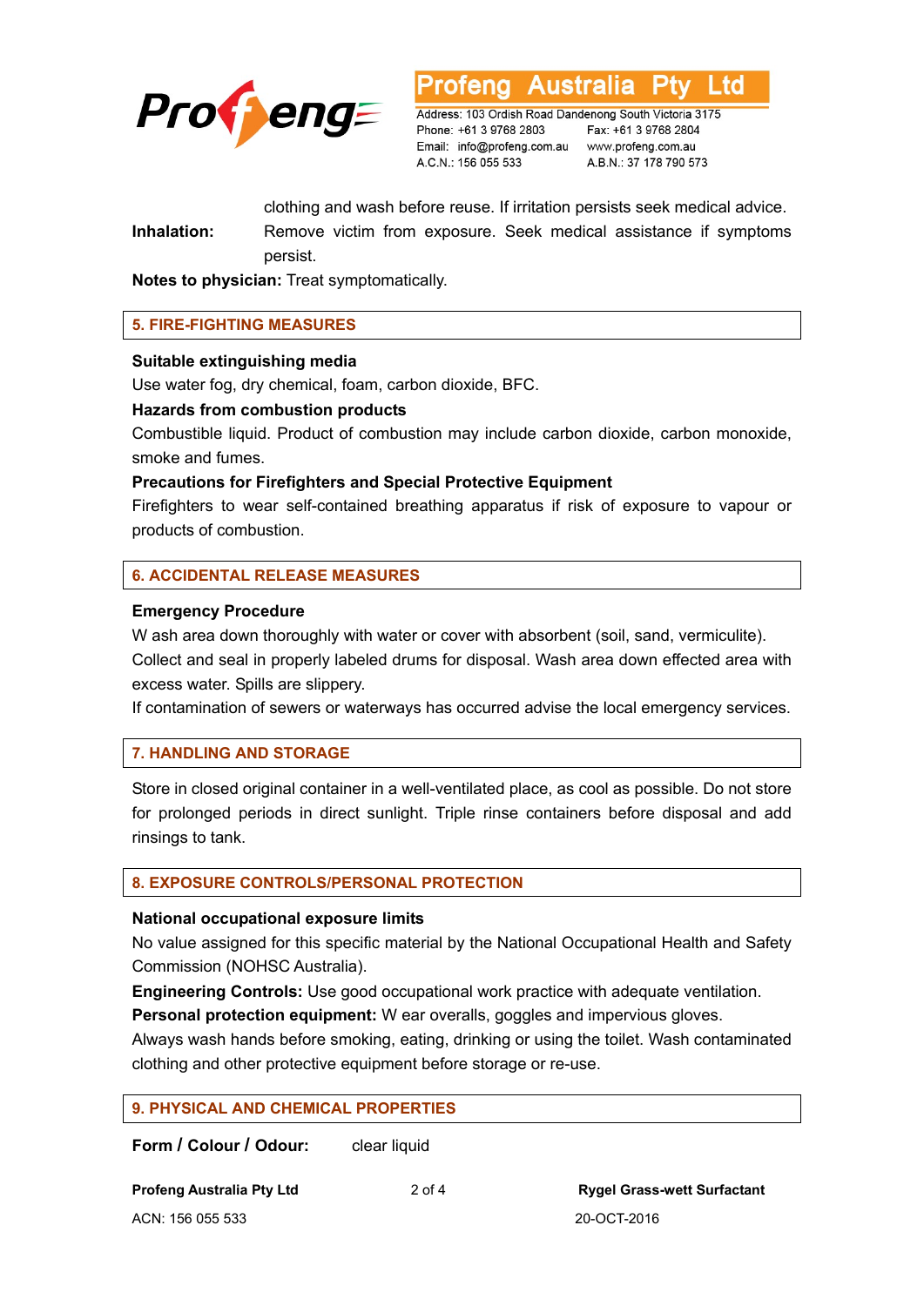clothing and wash before reuse. If irritation persists seek medical advice.

**Inhalation:** Remove victim from exposure. Seek medical assistance if symptoms persist.

**Notes to physician:** Treat symptomatically.

## 5. FIRE-FIGHTING MEASURES

**Suitable extinguishing media**

Use water fog, dry chemical, foam, carbon dioxide, BFC.

**Hazards from combustion products**

Combustible liquid. Product of combustion may include carbon dioxide, carbon monoxide, smoke and fumes.

**Precautions for Firefighters and Special Protective Equipment**

Firefighters to wear self-contained breathing apparatus if risk of exposure to vapour or products of combustion.

## 6. ACCIDENTAL RELEASE MEASURES

**Emergency Procedure**

W ash area down thoroughly with water or cover with absorbent (soil, sand, vermiculite). Collect and seal in properly labeled drums for disposal. Wash area down effected area with excess water. Spills are slippery.

If contamination of sewers or waterways has occurred advise the local emergency services.

## 7. HANDLING AND STORAGE

Store in closed original container in a well-ventilated place, as cool as possible. Do not store for prolonged periods in direct sunlight. Triple rinse containers before disposal and add rinsings to tank.

## 8. EXPOSURE CONTROLS/PERSONAL PROTECTION

**National occupational exposure limits**

No value assigned for this specific material by the National Occupational Health and Safety Commission (NOHSC Australia).

**Engineering Controls:** Use good occupational work practice with adequate ventilation.

**Personal protection equipment:** W ear overalls, goggles and impervious gloves.

Always wash hands before smoking, eating, drinking or using the toilet. Wash contaminated clothing and other protective equipment before storage or re-use.

## 9. PHYSICAL AND CHEMICAL PROPERTIES

**Form / Colour / Odour:** clear liquid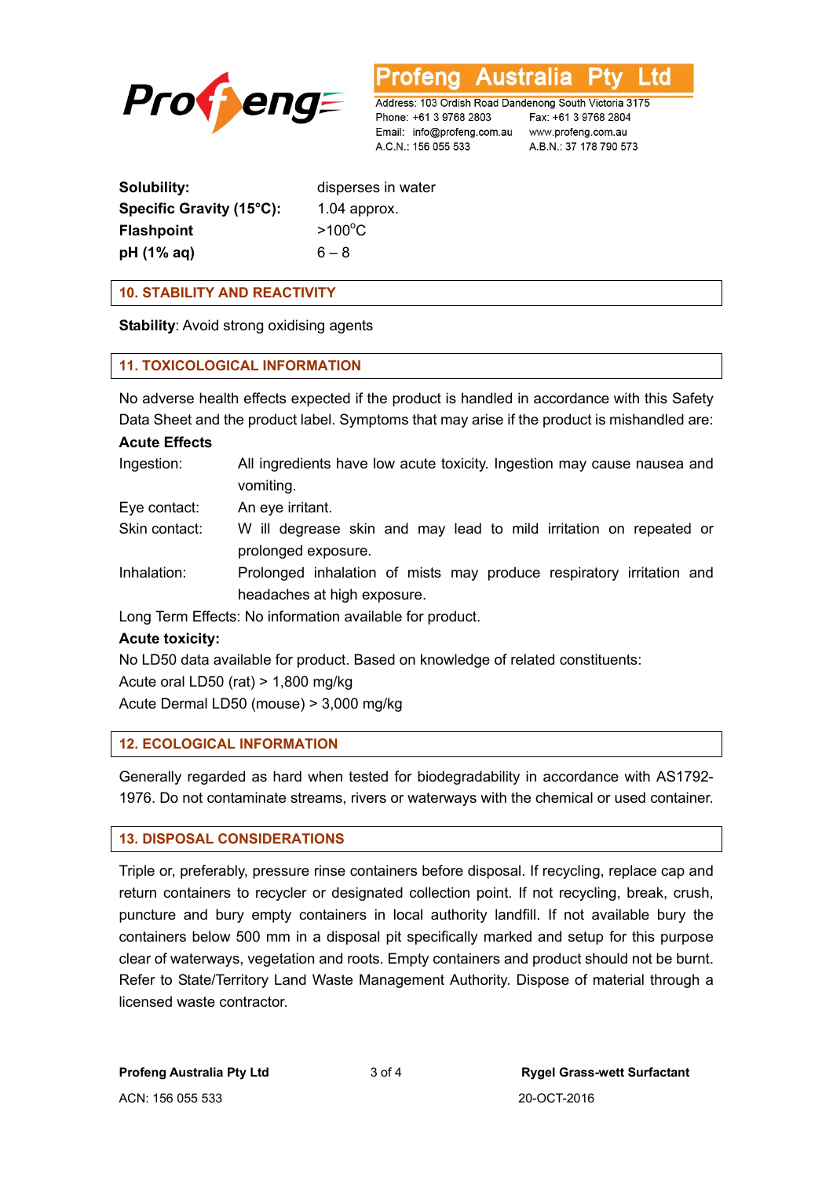| | |
|---|---|
| **Solubility:** | disperses in water |
| **Specific Gravity (15°C):** | 1.04 approx. |
| **Flashpoint** | >100°C |
| **pH (1% aq)** | 6 – 8 |

## 10. STABILITY AND REACTIVITY

**Stability**: Avoid strong oxidising agents

## 11. TOXICOLOGICAL INFORMATION

No adverse health effects expected if the product is handled in accordance with this Safety Data Sheet and the product label. Symptoms that may arise if the product is mishandled are:

**Acute Effects**

| | |
|---|---|
| Ingestion: | All ingredients have low acute toxicity. Ingestion may cause nausea and vomiting. |
| Eye contact: | An eye irritant. |
| Skin contact: | W ill degrease skin and may lead to mild irritation on repeated or prolonged exposure. |
| Inhalation: | Prolonged inhalation of mists may produce respiratory irritation and headaches at high exposure. |

Long Term Effects: No information available for product.

**Acute toxicity:**

No LD50 data available for product. Based on knowledge of related constituents:
Acute oral LD50 (rat) > 1,800 mg/kg
Acute Dermal LD50 (mouse) > 3,000 mg/kg

## 12. ECOLOGICAL INFORMATION

Generally regarded as hard when tested for biodegradability in accordance with AS1792-1976. Do not contaminate streams, rivers or waterways with the chemical or used container.

## 13. DISPOSAL CONSIDERATIONS

Triple or, preferably, pressure rinse containers before disposal. If recycling, replace cap and return containers to recycler or designated collection point. If not recycling, break, crush, puncture and bury empty containers in local authority landfill. If not available bury the containers below 500 mm in a disposal pit specifically marked and setup for this purpose clear of waterways, vegetation and roots. Empty containers and product should not be burnt. Refer to State/Territory Land Waste Management Authority. Dispose of material through a licensed waste contractor.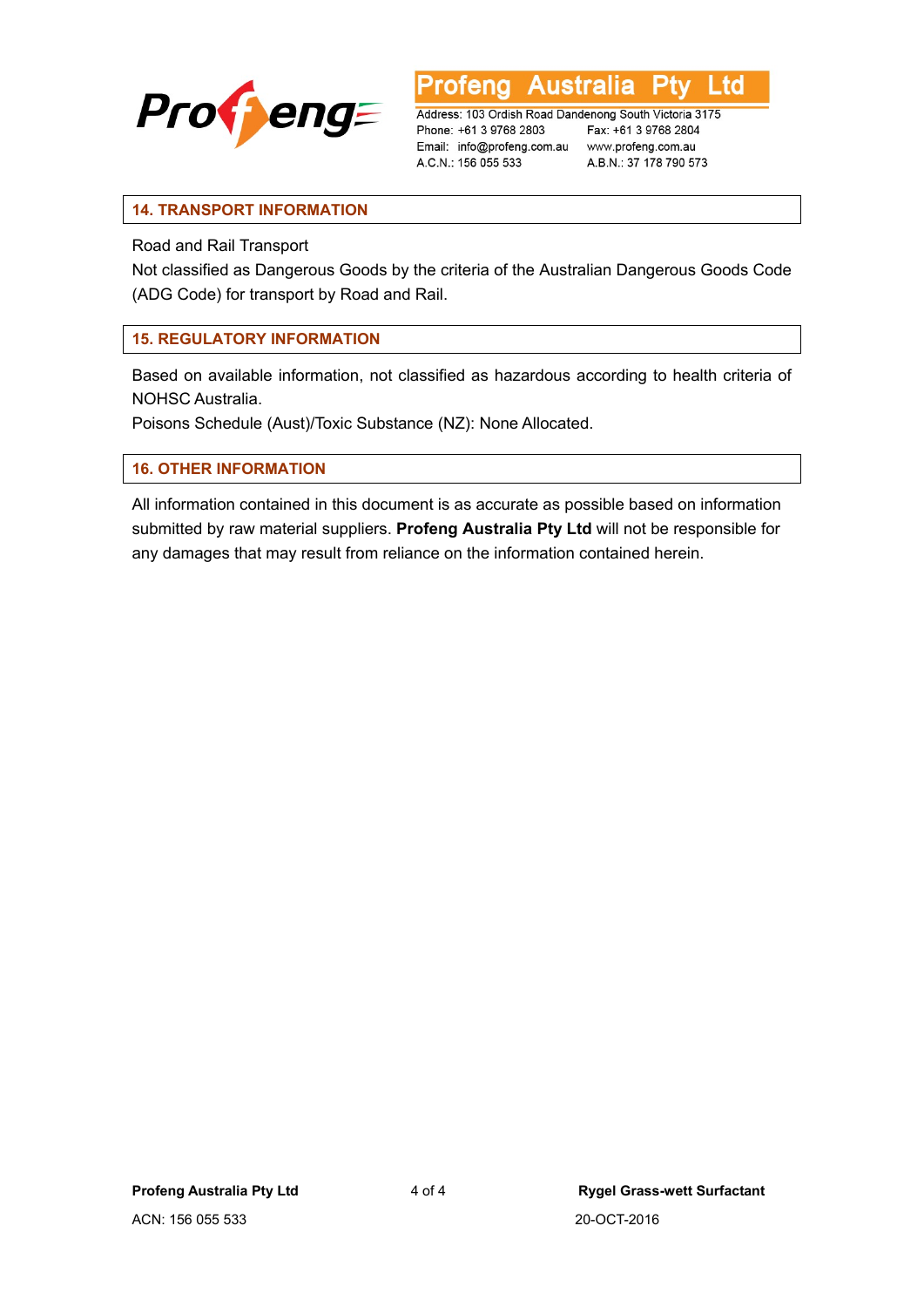## 14. TRANSPORT INFORMATION

Road and Rail Transport

Not classified as Dangerous Goods by the criteria of the Australian Dangerous Goods Code (ADG Code) for transport by Road and Rail.

## 15. REGULATORY INFORMATION

Based on available information, not classified as hazardous according to health criteria of NOHSC Australia.

Poisons Schedule (Aust)/Toxic Substance (NZ): None Allocated.

## 16. OTHER INFORMATION

All information contained in this document is as accurate as possible based on information submitted by raw material suppliers. **Profeng Australia Pty Ltd** will not be responsible for any damages that may result from reliance on the information contained herein.